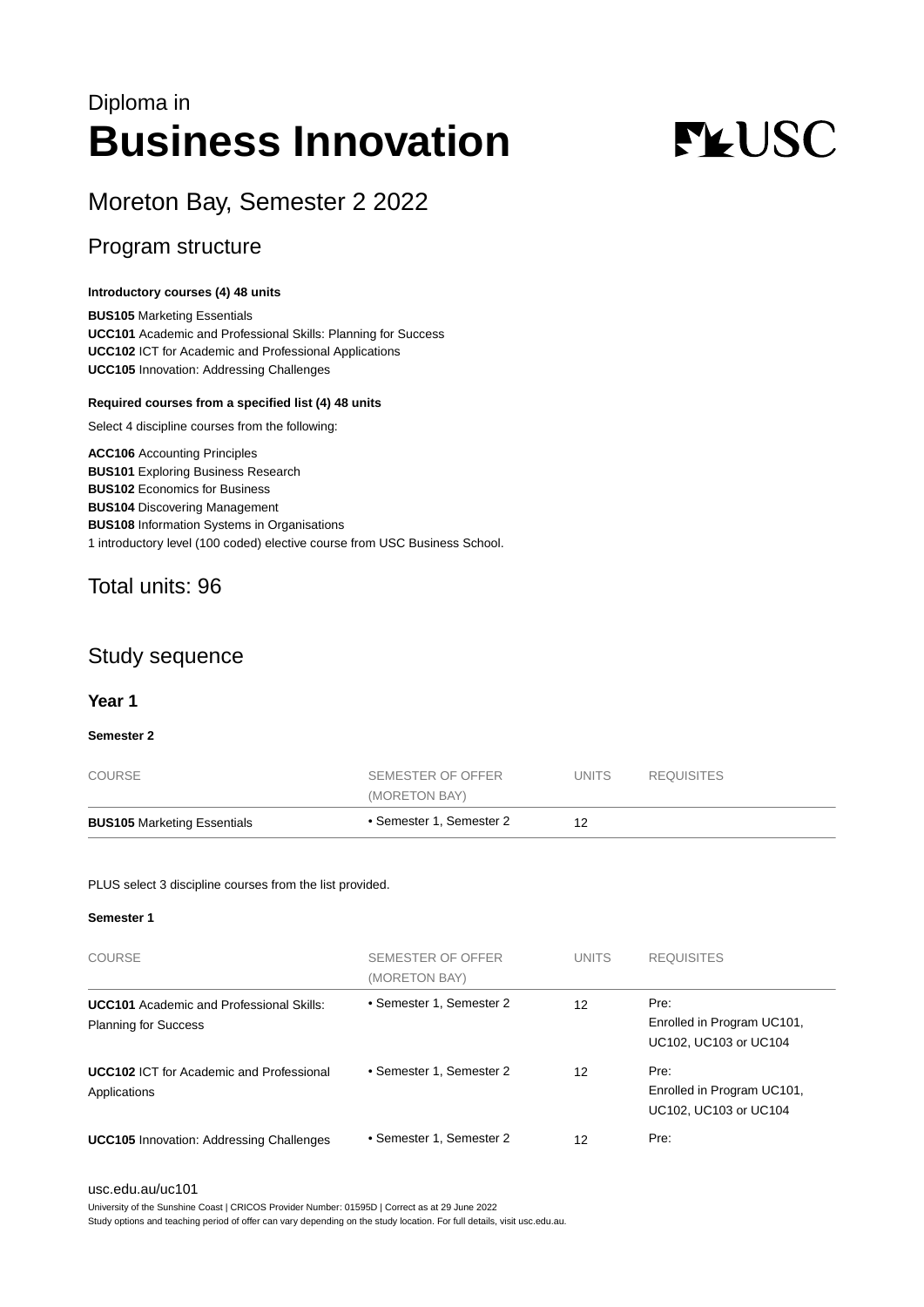Diploma in

# Business Innovation

## Moreton Bay, Semester 2 2022

## Program structure

**Introductory courses (4) 48 units**

**BUS105** Marketing Essentials
**UCC101** Academic and Professional Skills: Planning for Success
**UCC102** ICT for Academic and Professional Applications
**UCC105** Innovation: Addressing Challenges

**Required courses from a specified list (4) 48 units**

Select 4 discipline courses from the following:

**ACC106** Accounting Principles
**BUS101** Exploring Business Research
**BUS102** Economics for Business
**BUS104** Discovering Management
**BUS108** Information Systems in Organisations
1 introductory level (100 coded) elective course from USC Business School.

## Total units: 96

## Study sequence

### Year 1

**Semester 2**

| COURSE | SEMESTER OF OFFER (MORETON BAY) | UNITS | REQUISITES |
|---|---|---|---|
| **BUS105** Marketing Essentials | • Semester 1, Semester 2 | 12 | |

PLUS select 3 discipline courses from the list provided.

**Semester 1**

| COURSE | SEMESTER OF OFFER (MORETON BAY) | UNITS | REQUISITES |
|---|---|---|---|
| **UCC101** Academic and Professional Skills: Planning for Success | • Semester 1, Semester 2 | 12 | Pre: Enrolled in Program UC101, UC102, UC103 or UC104 |
| **UCC102** ICT for Academic and Professional Applications | • Semester 1, Semester 2 | 12 | Pre: Enrolled in Program UC101, UC102, UC103 or UC104 |
| **UCC105** Innovation: Addressing Challenges | • Semester 1, Semester 2 | 12 | Pre: |

usc.edu.au/uc101

University of the Sunshine Coast | CRICOS Provider Number: 01595D | Correct as at 29 June 2022
Study options and teaching period of offer can vary depending on the study location. For full details, visit usc.edu.au.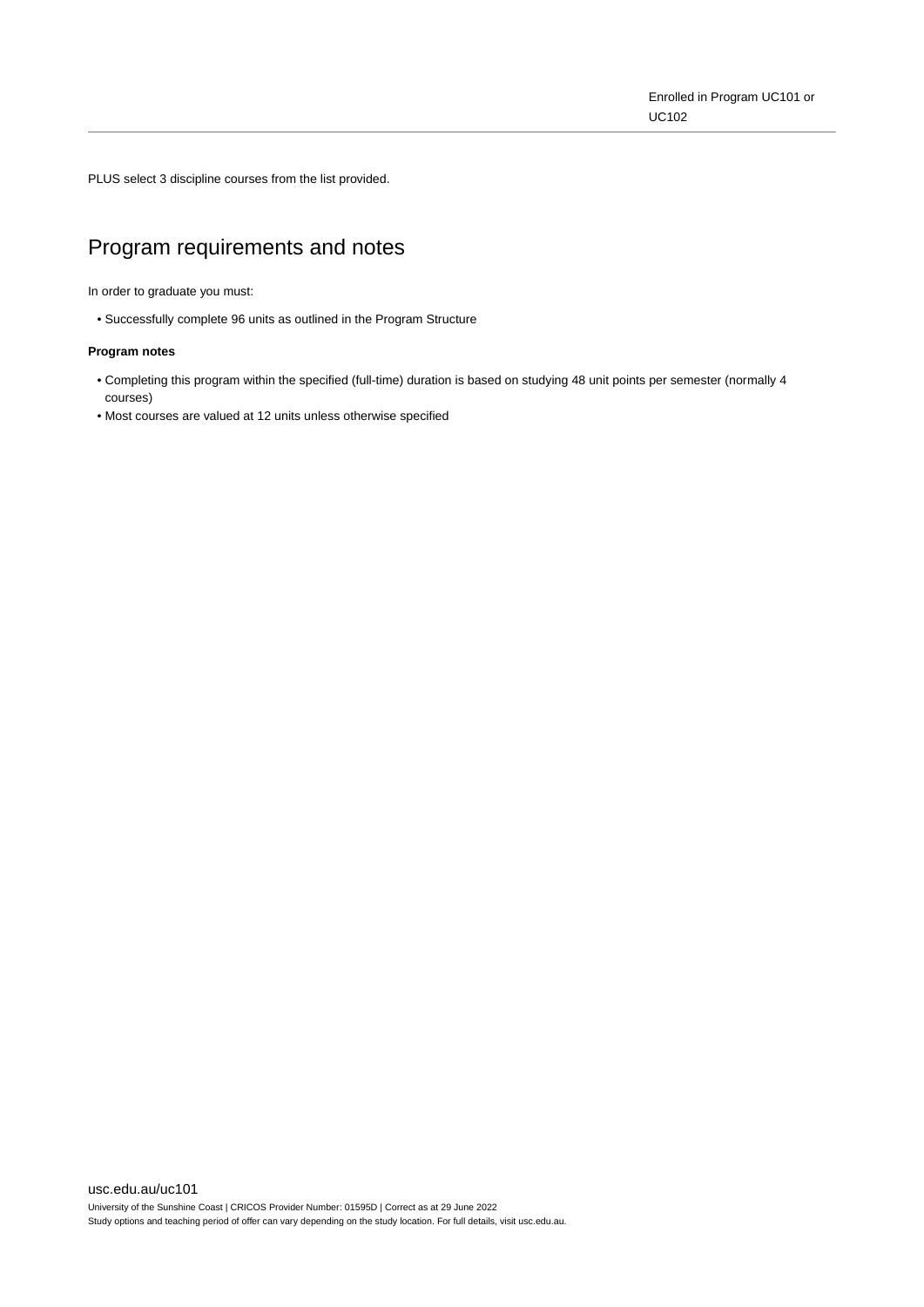Enrolled in Program UC101 or UC102

PLUS select 3 discipline courses from the list provided.

## Program requirements and notes

In order to graduate you must:

- Successfully complete 96 units as outlined in the Program Structure

**Program notes**

- Completing this program within the specified (full-time) duration is based on studying 48 unit points per semester (normally 4 courses)
- Most courses are valued at 12 units unless otherwise specified